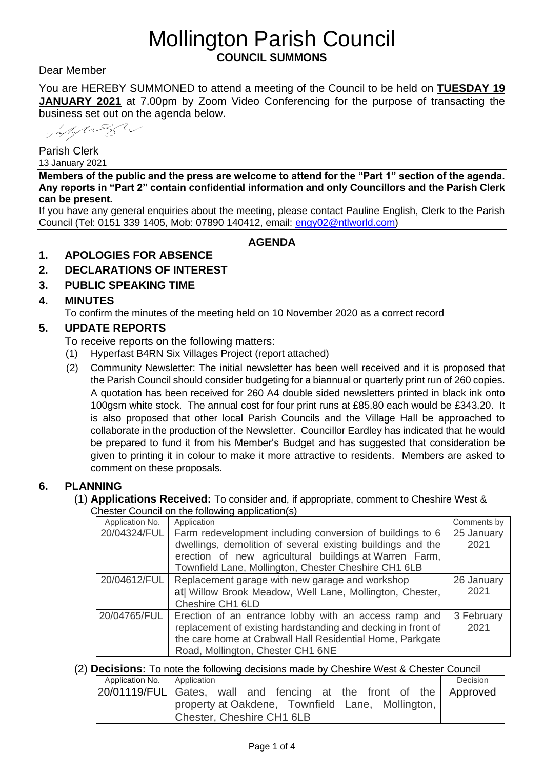# Mollington Parish Council

## COUNCIL SUMMONS

Dear Member

You are HEREBY SUMMONED to attend a meeting of the Council to be held on **TUESDAY 19 JANUARY 2021** at 7.00pm by Zoom Video Conferencing for the purpose of transacting the business set out on the agenda below.

Parish Clerk
13 January 2021

**Members of the public and the press are welcome to attend for the "Part 1" section of the agenda. Any reports in "Part 2" contain confidential information and only Councillors and the Parish Clerk can be present.**

If you have any general enquiries about the meeting, please contact Pauline English, Clerk to the Parish Council (Tel: 0151 339 1405, Mob: 07890 140412, email: engy02@ntlworld.com)

## AGENDA

### 1. APOLOGIES FOR ABSENCE

### 2. DECLARATIONS OF INTEREST

### 3. PUBLIC SPEAKING TIME

### 4. MINUTES

To confirm the minutes of the meeting held on 10 November 2020 as a correct record

### 5. UPDATE REPORTS

To receive reports on the following matters:

(1) Hyperfast B4RN Six Villages Project (report attached)

(2) Community Newsletter: The initial newsletter has been well received and it is proposed that the Parish Council should consider budgeting for a biannual or quarterly print run of 260 copies. A quotation has been received for 260 A4 double sided newsletters printed in black ink onto 100gsm white stock. The annual cost for four print runs at £85.80 each would be £343.20. It is also proposed that other local Parish Councils and the Village Hall be approached to collaborate in the production of the Newsletter. Councillor Eardley has indicated that he would be prepared to fund it from his Member's Budget and has suggested that consideration be given to printing it in colour to make it more attractive to residents. Members are asked to comment on these proposals.

### 6. PLANNING

(1) **Applications Received:** To consider and, if appropriate, comment to Cheshire West & Chester Council on the following application(s)

| Application No. | Application | Comments by |
|---|---|---|
| 20/04324/FUL | Farm redevelopment including conversion of buildings to 6 dwellings, demolition of several existing buildings and the erection of new agricultural buildings at Warren Farm, Townfield Lane, Mollington, Chester Cheshire CH1 6LB | 25 January 2021 |
| 20/04612/FUL | Replacement garage with new garage and workshop at\| Willow Brook Meadow, Well Lane, Mollington, Chester, Cheshire CH1 6LD | 26 January 2021 |
| 20/04765/FUL | Erection of an entrance lobby with an access ramp and replacement of existing hardstanding and decking in front of the care home at Crabwall Hall Residential Home, Parkgate Road, Mollington, Chester CH1 6NE | 3 February 2021 |

(2) **Decisions:** To note the following decisions made by Cheshire West & Chester Council

| Application No. | Application | Decision |
|---|---|---|
| 20/01119/FUL | Gates, wall and fencing at the front of the property at Oakdene, Townfield Lane, Mollington, Chester, Cheshire CH1 6LB | Approved |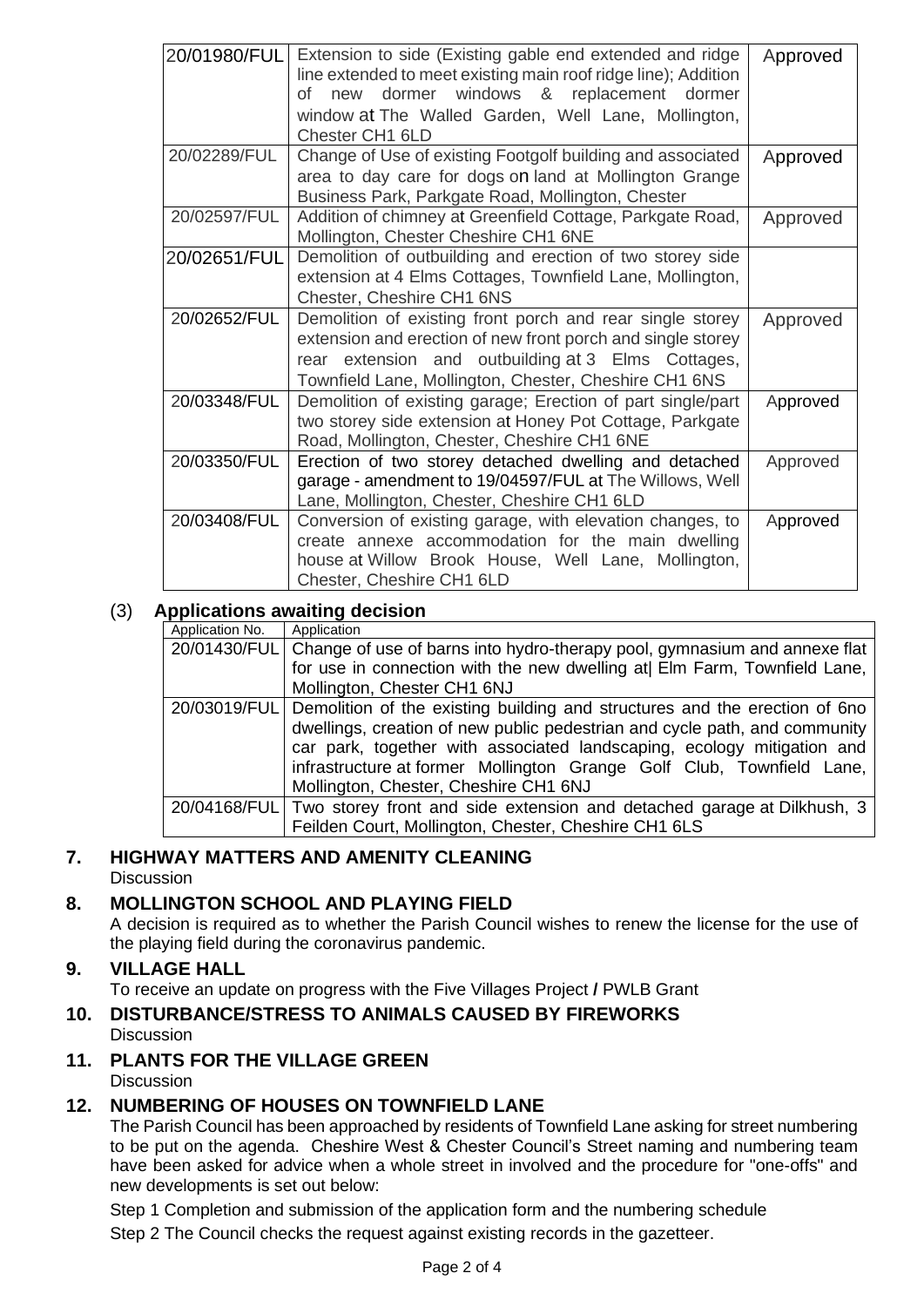| | | |
|---|---|---|
| 20/01980/FUL | Extension to side (Existing gable end extended and ridge line extended to meet existing main roof ridge line); Addition of new dormer windows & replacement dormer window at The Walled Garden, Well Lane, Mollington, Chester CH1 6LD | Approved |
| 20/02289/FUL | Change of Use of existing Footgolf building and associated area to day care for dogs on land at Mollington Grange Business Park, Parkgate Road, Mollington, Chester | Approved |
| 20/02597/FUL | Addition of chimney at Greenfield Cottage, Parkgate Road, Mollington, Chester Cheshire CH1 6NE | Approved |
| 20/02651/FUL | Demolition of outbuilding and erection of two storey side extension at 4 Elms Cottages, Townfield Lane, Mollington, Chester, Cheshire CH1 6NS | |
| 20/02652/FUL | Demolition of existing front porch and rear single storey extension and erection of new front porch and single storey rear extension and outbuilding at 3 Elms Cottages, Townfield Lane, Mollington, Chester, Cheshire CH1 6NS | Approved |
| 20/03348/FUL | Demolition of existing garage; Erection of part single/part two storey side extension at Honey Pot Cottage, Parkgate Road, Mollington, Chester, Cheshire CH1 6NE | Approved |
| 20/03350/FUL | Erection of two storey detached dwelling and detached garage - amendment to 19/04597/FUL at The Willows, Well Lane, Mollington, Chester, Cheshire CH1 6LD | Approved |
| 20/03408/FUL | Conversion of existing garage, with elevation changes, to create annexe accommodation for the main dwelling house at Willow Brook House, Well Lane, Mollington, Chester, Cheshire CH1 6LD | Approved |

(3) **Applications awaiting decision**

| Application No. | Application |
|---|---|
| 20/01430/FUL | Change of use of barns into hydro-therapy pool, gymnasium and annexe flat for use in connection with the new dwelling at| Elm Farm, Townfield Lane, Mollington, Chester CH1 6NJ |
| 20/03019/FUL | Demolition of the existing building and structures and the erection of 6no dwellings, creation of new public pedestrian and cycle path, and community car park, together with associated landscaping, ecology mitigation and infrastructure at former Mollington Grange Golf Club, Townfield Lane, Mollington, Chester, Cheshire CH1 6NJ |
| 20/04168/FUL | Two storey front and side extension and detached garage at Dilkhush, 3 Feilden Court, Mollington, Chester, Cheshire CH1 6LS |

## 7. HIGHWAY MATTERS AND AMENITY CLEANING

Discussion

## 8. MOLLINGTON SCHOOL AND PLAYING FIELD

A decision is required as to whether the Parish Council wishes to renew the license for the use of the playing field during the coronavirus pandemic.

## 9. VILLAGE HALL

To receive an update on progress with the Five Villages Project **/** PWLB Grant

## 10. DISTURBANCE/STRESS TO ANIMALS CAUSED BY FIREWORKS

Discussion

## 11. PLANTS FOR THE VILLAGE GREEN

Discussion

## 12. NUMBERING OF HOUSES ON TOWNFIELD LANE

The Parish Council has been approached by residents of Townfield Lane asking for street numbering to be put on the agenda. Cheshire West & Chester Council's Street naming and numbering team have been asked for advice when a whole street in involved and the procedure for "one-offs" and new developments is set out below:

Step 1 Completion and submission of the application form and the numbering schedule

Step 2 The Council checks the request against existing records in the gazetteer.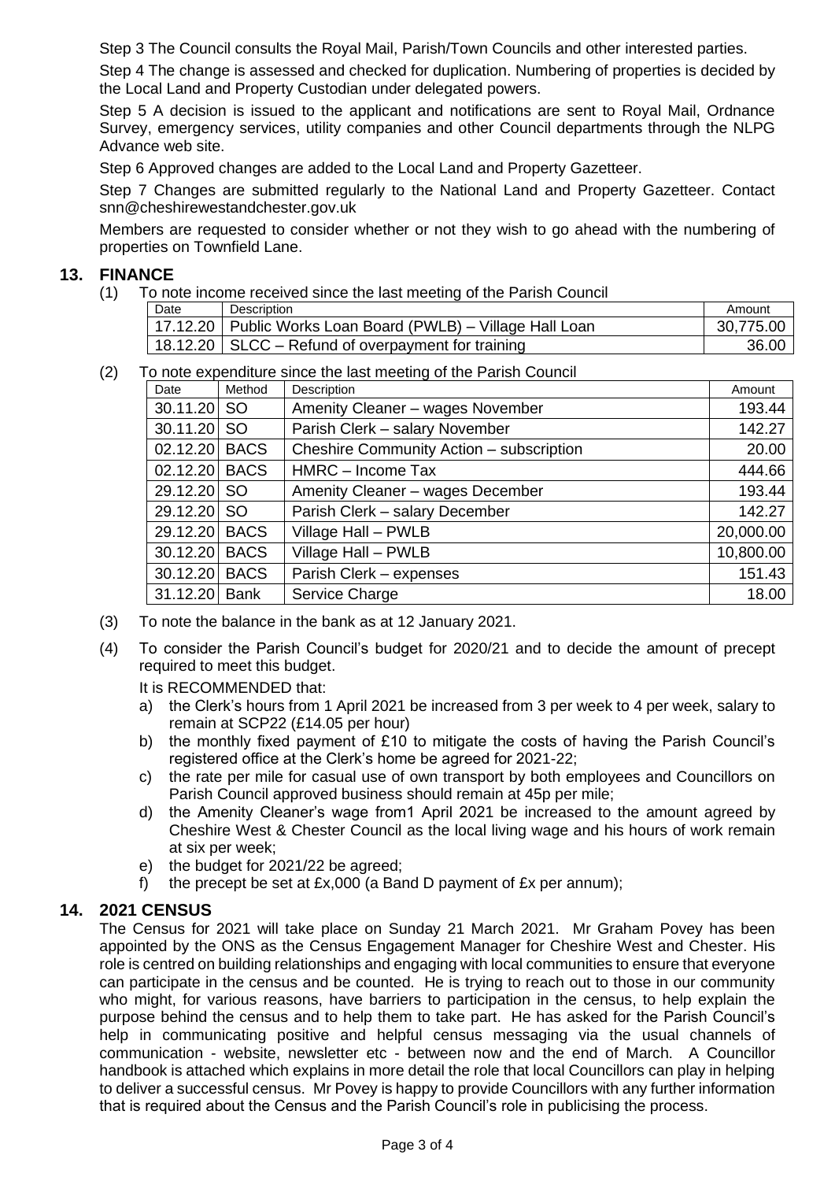Step 3 The Council consults the Royal Mail, Parish/Town Councils and other interested parties.

Step 4 The change is assessed and checked for duplication. Numbering of properties is decided by the Local Land and Property Custodian under delegated powers.

Step 5 A decision is issued to the applicant and notifications are sent to Royal Mail, Ordnance Survey, emergency services, utility companies and other Council departments through the NLPG Advance web site.

Step 6 Approved changes are added to the Local Land and Property Gazetteer.

Step 7 Changes are submitted regularly to the National Land and Property Gazetteer. Contact snn@cheshirewestandchester.gov.uk

Members are requested to consider whether or not they wish to go ahead with the numbering of properties on Townfield Lane.

## 13. FINANCE

(1) To note income received since the last meeting of the Parish Council

| Date | Description | Amount |
|---|---|---|
| 17.12.20 | Public Works Loan Board (PWLB) – Village Hall Loan | 30,775.00 |
| 18.12.20 | SLCC – Refund of overpayment for training | 36.00 |

(2) To note expenditure since the last meeting of the Parish Council

| Date | Method | Description | Amount |
|---|---|---|---|
| 30.11.20 | SO | Amenity Cleaner – wages November | 193.44 |
| 30.11.20 | SO | Parish Clerk – salary November | 142.27 |
| 02.12.20 | BACS | Cheshire Community Action – subscription | 20.00 |
| 02.12.20 | BACS | HMRC – Income Tax | 444.66 |
| 29.12.20 | SO | Amenity Cleaner – wages December | 193.44 |
| 29.12.20 | SO | Parish Clerk – salary December | 142.27 |
| 29.12.20 | BACS | Village Hall – PWLB | 20,000.00 |
| 30.12.20 | BACS | Village Hall – PWLB | 10,800.00 |
| 30.12.20 | BACS | Parish Clerk – expenses | 151.43 |
| 31.12.20 | Bank | Service Charge | 18.00 |

(3) To note the balance in the bank as at 12 January 2021.

(4) To consider the Parish Council's budget for 2020/21 and to decide the amount of precept required to meet this budget.

It is RECOMMENDED that:

a) the Clerk's hours from 1 April 2021 be increased from 3 per week to 4 per week, salary to remain at SCP22 (£14.05 per hour)
b) the monthly fixed payment of £10 to mitigate the costs of having the Parish Council's registered office at the Clerk's home be agreed for 2021-22;
c) the rate per mile for casual use of own transport by both employees and Councillors on Parish Council approved business should remain at 45p per mile;
d) the Amenity Cleaner's wage from1 April 2021 be increased to the amount agreed by Cheshire West & Chester Council as the local living wage and his hours of work remain at six per week;
e) the budget for 2021/22 be agreed;
f) the precept be set at £x,000 (a Band D payment of £x per annum);

## 14. 2021 CENSUS

The Census for 2021 will take place on Sunday 21 March 2021. Mr Graham Povey has been appointed by the ONS as the Census Engagement Manager for Cheshire West and Chester. His role is centred on building relationships and engaging with local communities to ensure that everyone can participate in the census and be counted. He is trying to reach out to those in our community who might, for various reasons, have barriers to participation in the census, to help explain the purpose behind the census and to help them to take part. He has asked for the Parish Council's help in communicating positive and helpful census messaging via the usual channels of communication - website, newsletter etc - between now and the end of March. A Councillor handbook is attached which explains in more detail the role that local Councillors can play in helping to deliver a successful census. Mr Povey is happy to provide Councillors with any further information that is required about the Census and the Parish Council's role in publicising the process.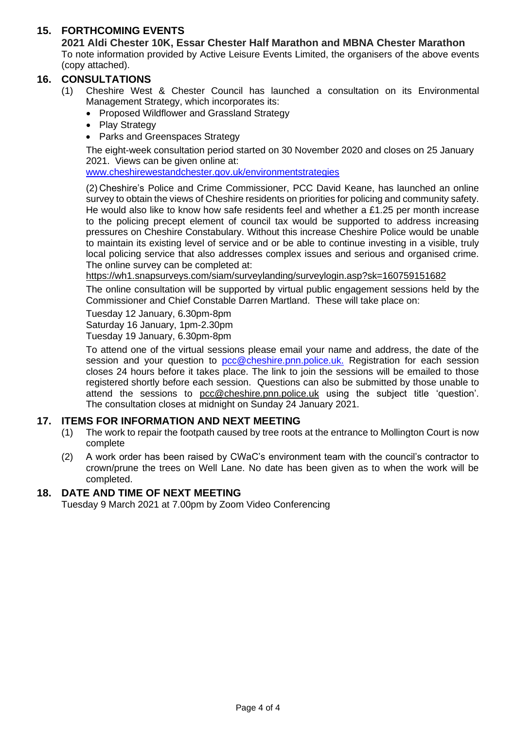## 15. FORTHCOMING EVENTS

**2021 Aldi Chester 10K, Essar Chester Half Marathon and MBNA Chester Marathon**

To note information provided by Active Leisure Events Limited, the organisers of the above events (copy attached).

## 16. CONSULTATIONS

(1) Cheshire West & Chester Council has launched a consultation on its Environmental Management Strategy, which incorporates its:

- Proposed Wildflower and Grassland Strategy
- Play Strategy
- Parks and Greenspaces Strategy

The eight-week consultation period started on 30 November 2020 and closes on 25 January 2021. Views can be given online at:
www.cheshirewestandchester.gov.uk/environmentstrategies

(2) Cheshire's Police and Crime Commissioner, PCC David Keane, has launched an online survey to obtain the views of Cheshire residents on priorities for policing and community safety. He would also like to know how safe residents feel and whether a £1.25 per month increase to the policing precept element of council tax would be supported to address increasing pressures on Cheshire Constabulary. Without this increase Cheshire Police would be unable to maintain its existing level of service and or be able to continue investing in a visible, truly local policing service that also addresses complex issues and serious and organised crime. The online survey can be completed at:
https://wh1.snapsurveys.com/siam/surveylanding/surveylogin.asp?sk=160759151682

The online consultation will be supported by virtual public engagement sessions held by the Commissioner and Chief Constable Darren Martland. These will take place on:

Tuesday 12 January, 6.30pm-8pm
Saturday 16 January, 1pm-2.30pm
Tuesday 19 January, 6.30pm-8pm

To attend one of the virtual sessions please email your name and address, the date of the session and your question to pcc@cheshire.pnn.police.uk. Registration for each session closes 24 hours before it takes place. The link to join the sessions will be emailed to those registered shortly before each session. Questions can also be submitted by those unable to attend the sessions to pcc@cheshire.pnn.police.uk using the subject title 'question'. The consultation closes at midnight on Sunday 24 January 2021.

## 17. ITEMS FOR INFORMATION AND NEXT MEETING

(1) The work to repair the footpath caused by tree roots at the entrance to Mollington Court is now complete

(2) A work order has been raised by CWaC's environment team with the council's contractor to crown/prune the trees on Well Lane. No date has been given as to when the work will be completed.

## 18. DATE AND TIME OF NEXT MEETING

Tuesday 9 March 2021 at 7.00pm by Zoom Video Conferencing